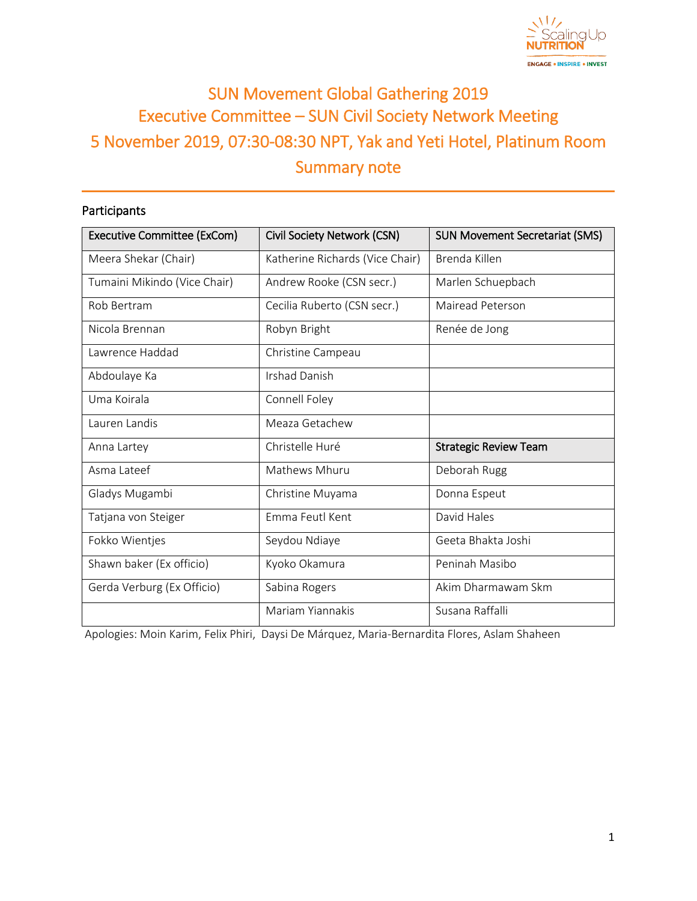# SUN Movement Global Gathering 2019
# Executive Committee – SUN Civil Society Network Meeting
# 5 November 2019, 07:30-08:30 NPT, Yak and Yeti Hotel, Platinum Room
# Summary note

## Participants

| Executive Committee (ExCom) | Civil Society Network (CSN) | SUN Movement Secretariat (SMS) |
|---|---|---|
| Meera Shekar (Chair) | Katherine Richards (Vice Chair) | Brenda Killen |
| Tumaini Mikindo (Vice Chair) | Andrew Rooke (CSN secr.) | Marlen Schuepbach |
| Rob Bertram | Cecilia Ruberto (CSN secr.) | Mairead Peterson |
| Nicola Brennan | Robyn Bright | Renée de Jong |
| Lawrence Haddad | Christine Campeau | |
| Abdoulaye Ka | Irshad Danish | |
| Uma Koirala | Connell Foley | |
| Lauren Landis | Meaza Getachew | |
| Anna Lartey | Christelle Huré | **Strategic Review Team** |
| Asma Lateef | Mathews Mhuru | Deborah Rugg |
| Gladys Mugambi | Christine Muyama | Donna Espeut |
| Tatjana von Steiger | Emma Feutl Kent | David Hales |
| Fokko Wientjes | Seydou Ndiaye | Geeta Bhakta Joshi |
| Shawn baker (Ex officio) | Kyoko Okamura | Peninah Masibo |
| Gerda Verburg (Ex Officio) | Sabina Rogers | Akim Dharmawam Skm |
| | Mariam Yiannakis | Susana Raffalli |

Apologies: Moin Karim, Felix Phiri, Daysi De Márquez, Maria-Bernardita Flores, Aslam Shaheen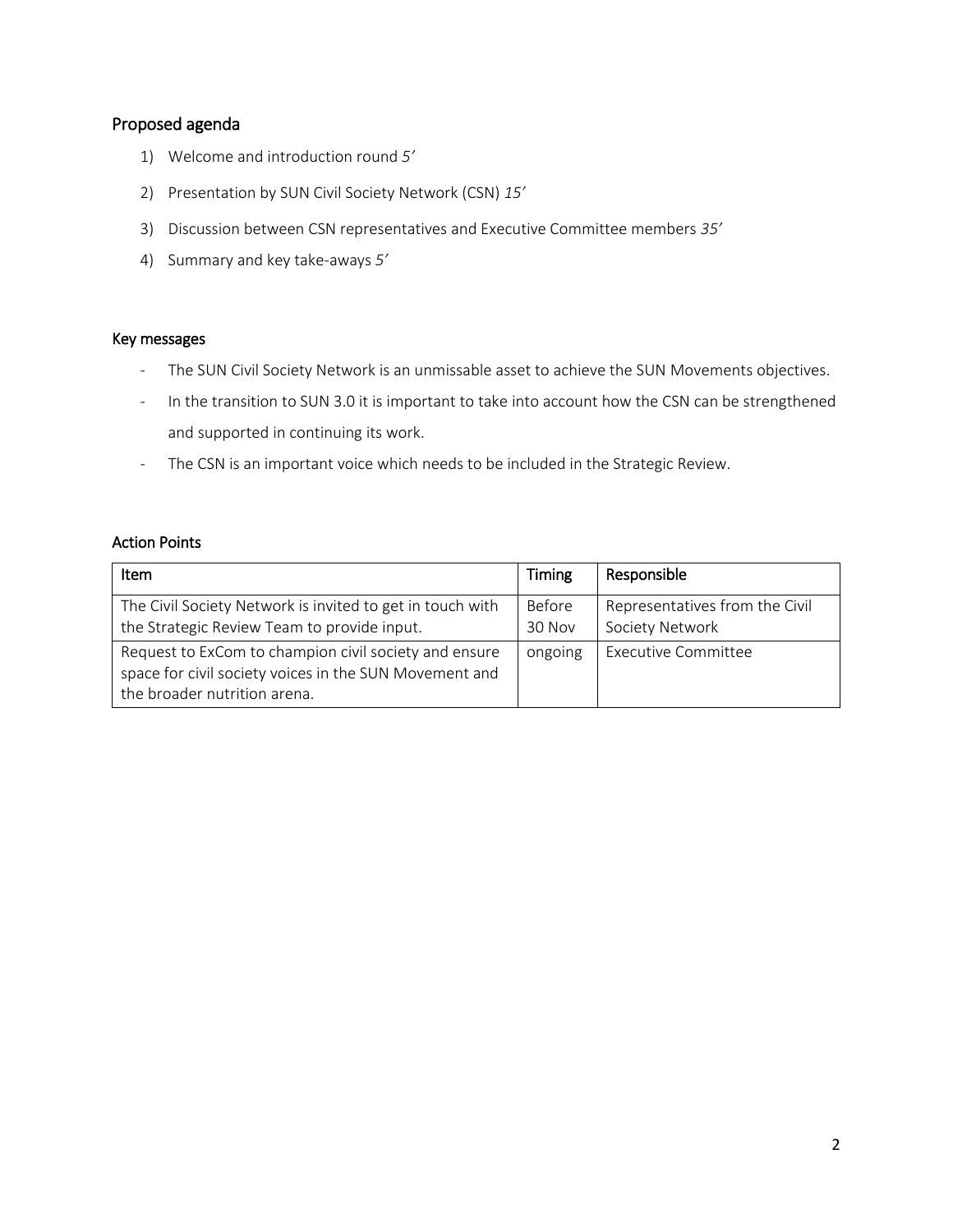## Proposed agenda

1) Welcome and introduction round *5'*
2) Presentation by SUN Civil Society Network (CSN) *15'*
3) Discussion between CSN representatives and Executive Committee members *35'*
4) Summary and key take-aways *5'*

### Key messages

- The SUN Civil Society Network is an unmissable asset to achieve the SUN Movements objectives.
- In the transition to SUN 3.0 it is important to take into account how the CSN can be strengthened and supported in continuing its work.
- The CSN is an important voice which needs to be included in the Strategic Review.

### Action Points

| Item | Timing | Responsible |
| --- | --- | --- |
| The Civil Society Network is invited to get in touch with the Strategic Review Team to provide input. | Before 30 Nov | Representatives from the Civil Society Network |
| Request to ExCom to champion civil society and ensure space for civil society voices in the SUN Movement and the broader nutrition arena. | ongoing | Executive Committee |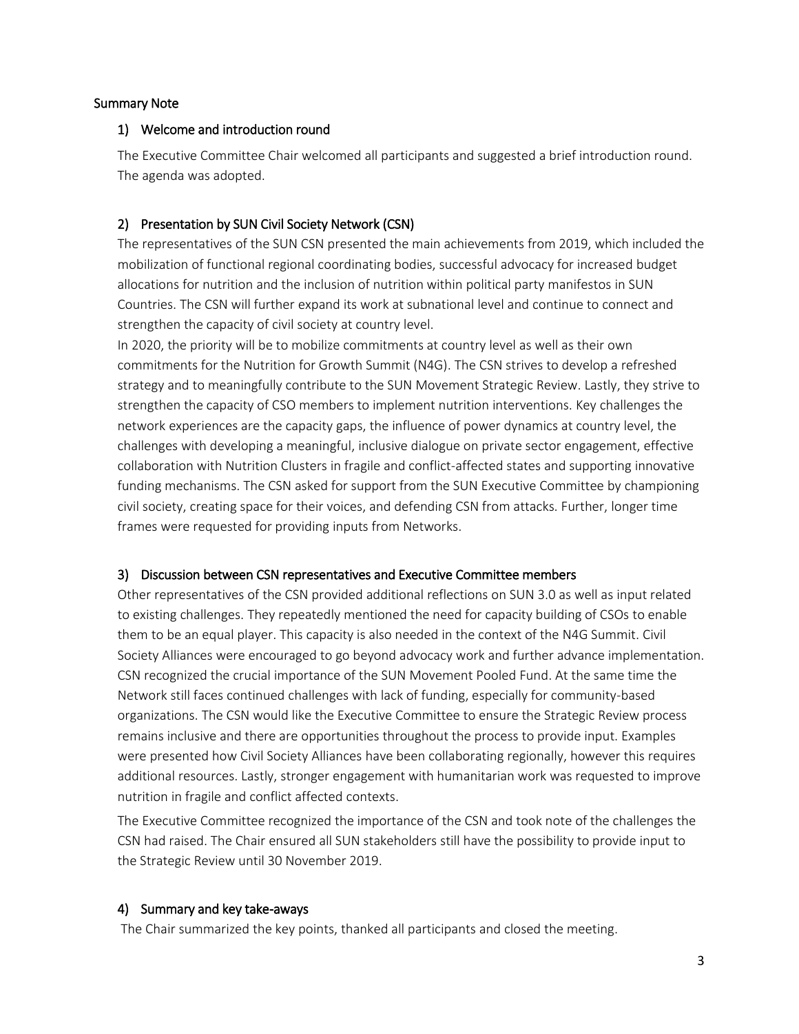Summary Note

## 1) Welcome and introduction round

The Executive Committee Chair welcomed all participants and suggested a brief introduction round. The agenda was adopted.

## 2) Presentation by SUN Civil Society Network (CSN)

The representatives of the SUN CSN presented the main achievements from 2019, which included the mobilization of functional regional coordinating bodies, successful advocacy for increased budget allocations for nutrition and the inclusion of nutrition within political party manifestos in SUN Countries. The CSN will further expand its work at subnational level and continue to connect and strengthen the capacity of civil society at country level.

In 2020, the priority will be to mobilize commitments at country level as well as their own commitments for the Nutrition for Growth Summit (N4G). The CSN strives to develop a refreshed strategy and to meaningfully contribute to the SUN Movement Strategic Review. Lastly, they strive to strengthen the capacity of CSO members to implement nutrition interventions. Key challenges the network experiences are the capacity gaps, the influence of power dynamics at country level, the challenges with developing a meaningful, inclusive dialogue on private sector engagement, effective collaboration with Nutrition Clusters in fragile and conflict-affected states and supporting innovative funding mechanisms. The CSN asked for support from the SUN Executive Committee by championing civil society, creating space for their voices, and defending CSN from attacks. Further, longer time frames were requested for providing inputs from Networks.

## 3) Discussion between CSN representatives and Executive Committee members

Other representatives of the CSN provided additional reflections on SUN 3.0 as well as input related to existing challenges. They repeatedly mentioned the need for capacity building of CSOs to enable them to be an equal player. This capacity is also needed in the context of the N4G Summit. Civil Society Alliances were encouraged to go beyond advocacy work and further advance implementation. CSN recognized the crucial importance of the SUN Movement Pooled Fund. At the same time the Network still faces continued challenges with lack of funding, especially for community-based organizations. The CSN would like the Executive Committee to ensure the Strategic Review process remains inclusive and there are opportunities throughout the process to provide input. Examples were presented how Civil Society Alliances have been collaborating regionally, however this requires additional resources. Lastly, stronger engagement with humanitarian work was requested to improve nutrition in fragile and conflict affected contexts.

The Executive Committee recognized the importance of the CSN and took note of the challenges the CSN had raised. The Chair ensured all SUN stakeholders still have the possibility to provide input to the Strategic Review until 30 November 2019.

## 4) Summary and key take-aways

The Chair summarized the key points, thanked all participants and closed the meeting.